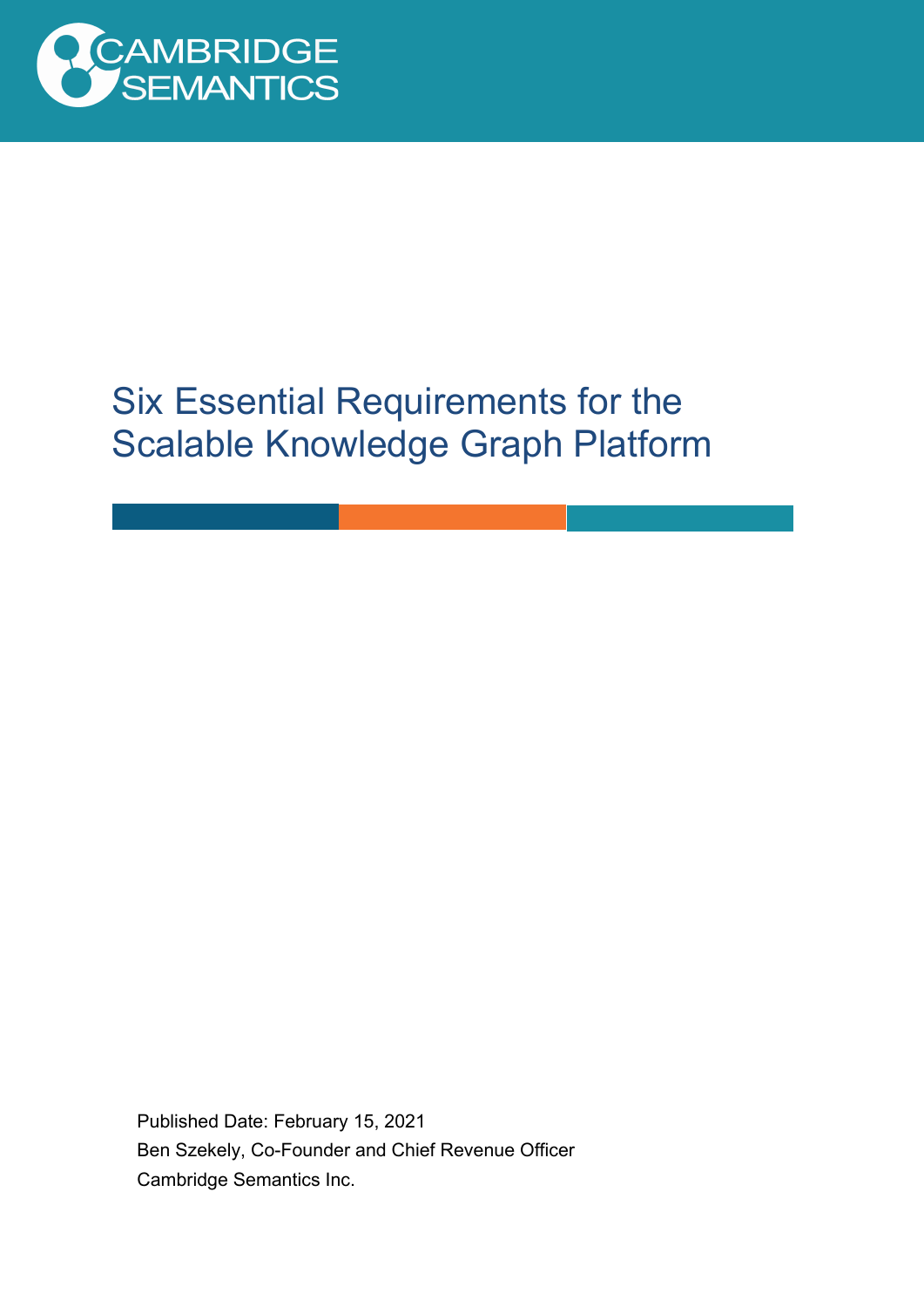# Six Essential Requirements for the Scalable Knowledge Graph Platform

Published Date: February 15, 2021

Ben Szekely, Co-Founder and Chief Revenue Officer

Cambridge Semantics Inc.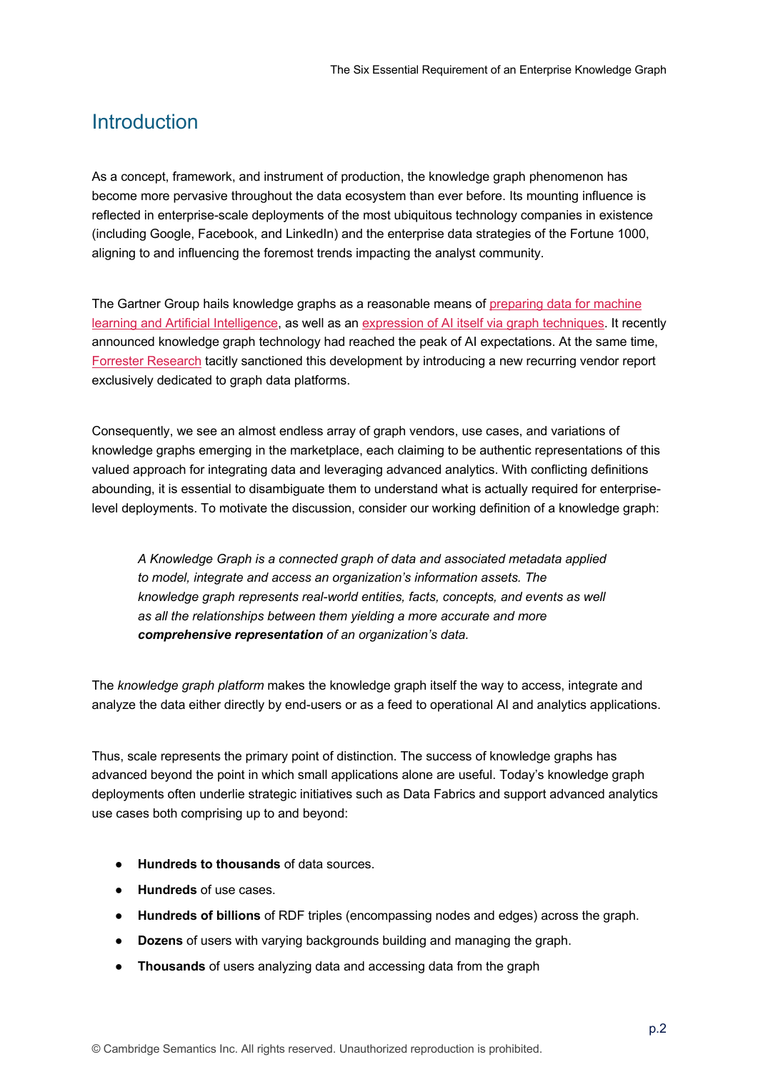## Introduction

As a concept, framework, and instrument of production, the knowledge graph phenomenon has become more pervasive throughout the data ecosystem than ever before. Its mounting influence is reflected in enterprise-scale deployments of the most ubiquitous technology companies in existence (including Google, Facebook, and LinkedIn) and the enterprise data strategies of the Fortune 1000, aligning to and influencing the foremost trends impacting the analyst community.

The Gartner Group hails knowledge graphs as a reasonable means of preparing data for machine learning and Artificial Intelligence, as well as an expression of AI itself via graph techniques. It recently announced knowledge graph technology had reached the peak of AI expectations. At the same time, Forrester Research tacitly sanctioned this development by introducing a new recurring vendor report exclusively dedicated to graph data platforms.

Consequently, we see an almost endless array of graph vendors, use cases, and variations of knowledge graphs emerging in the marketplace, each claiming to be authentic representations of this valued approach for integrating data and leveraging advanced analytics. With conflicting definitions abounding, it is essential to disambiguate them to understand what is actually required for enterprise-level deployments. To motivate the discussion, consider our working definition of a knowledge graph:

> *A Knowledge Graph is a connected graph of data and associated metadata applied to model, integrate and access an organization's information assets. The knowledge graph represents real-world entities, facts, concepts, and events as well as all the relationships between them yielding a more accurate and more **comprehensive representation** of an organization's data.*

The *knowledge graph platform* makes the knowledge graph itself the way to access, integrate and analyze the data either directly by end-users or as a feed to operational AI and analytics applications.

Thus, scale represents the primary point of distinction. The success of knowledge graphs has advanced beyond the point in which small applications alone are useful. Today's knowledge graph deployments often underlie strategic initiatives such as Data Fabrics and support advanced analytics use cases both comprising up to and beyond:

- **Hundreds to thousands** of data sources.
- **Hundreds** of use cases.
- **Hundreds of billions** of RDF triples (encompassing nodes and edges) across the graph.
- **Dozens** of users with varying backgrounds building and managing the graph.
- **Thousands** of users analyzing data and accessing data from the graph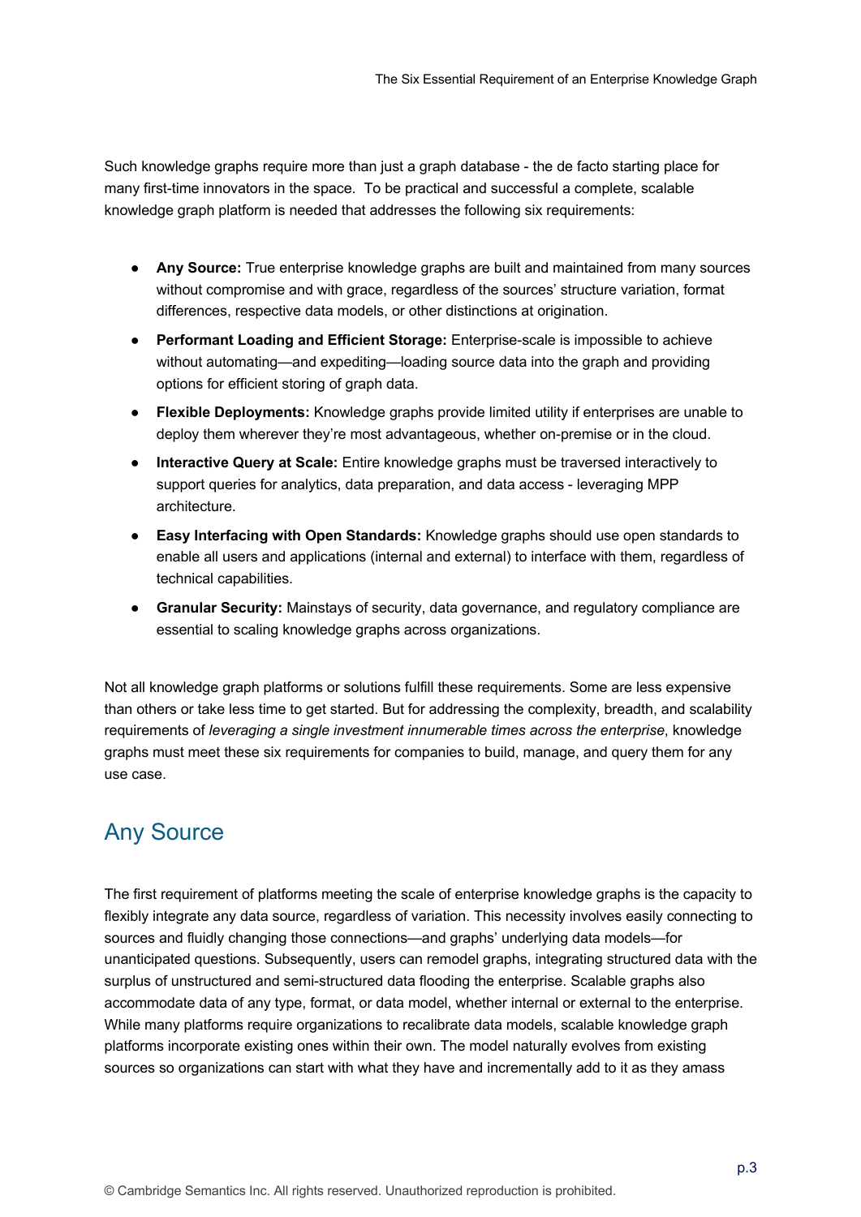Such knowledge graphs require more than just a graph database - the de facto starting place for many first-time innovators in the space.  To be practical and successful a complete, scalable knowledge graph platform is needed that addresses the following six requirements:

- **Any Source:** True enterprise knowledge graphs are built and maintained from many sources without compromise and with grace, regardless of the sources' structure variation, format differences, respective data models, or other distinctions at origination.
- **Performant Loading and Efficient Storage:** Enterprise-scale is impossible to achieve without automating—and expediting—loading source data into the graph and providing options for efficient storing of graph data.
- **Flexible Deployments:** Knowledge graphs provide limited utility if enterprises are unable to deploy them wherever they're most advantageous, whether on-premise or in the cloud.
- **Interactive Query at Scale:** Entire knowledge graphs must be traversed interactively to support queries for analytics, data preparation, and data access - leveraging MPP architecture.
- **Easy Interfacing with Open Standards:** Knowledge graphs should use open standards to enable all users and applications (internal and external) to interface with them, regardless of technical capabilities.
- **Granular Security:** Mainstays of security, data governance, and regulatory compliance are essential to scaling knowledge graphs across organizations.

Not all knowledge graph platforms or solutions fulfill these requirements. Some are less expensive than others or take less time to get started. But for addressing the complexity, breadth, and scalability requirements of *leveraging a single investment innumerable times across the enterprise*, knowledge graphs must meet these six requirements for companies to build, manage, and query them for any use case.

## Any Source

The first requirement of platforms meeting the scale of enterprise knowledge graphs is the capacity to flexibly integrate any data source, regardless of variation. This necessity involves easily connecting to sources and fluidly changing those connections—and graphs' underlying data models—for unanticipated questions. Subsequently, users can remodel graphs, integrating structured data with the surplus of unstructured and semi-structured data flooding the enterprise. Scalable graphs also accommodate data of any type, format, or data model, whether internal or external to the enterprise. While many platforms require organizations to recalibrate data models, scalable knowledge graph platforms incorporate existing ones within their own. The model naturally evolves from existing sources so organizations can start with what they have and incrementally add to it as they amass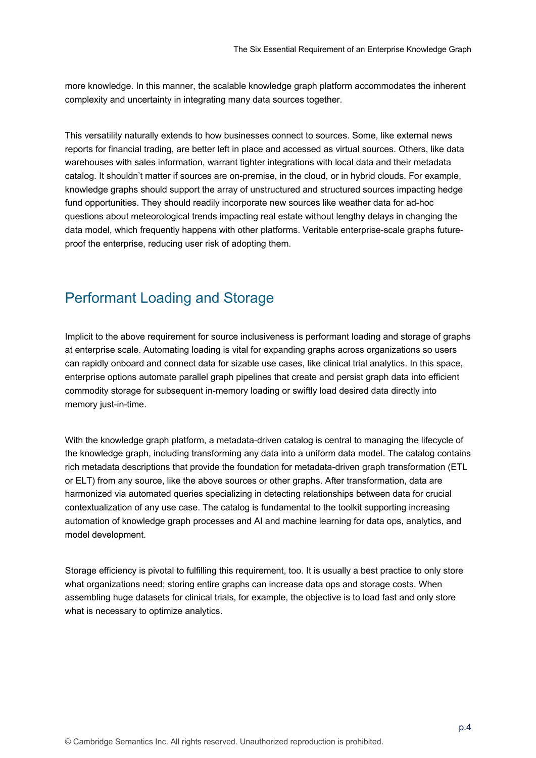more knowledge. In this manner, the scalable knowledge graph platform accommodates the inherent complexity and uncertainty in integrating many data sources together.

This versatility naturally extends to how businesses connect to sources. Some, like external news reports for financial trading, are better left in place and accessed as virtual sources. Others, like data warehouses with sales information, warrant tighter integrations with local data and their metadata catalog. It shouldn't matter if sources are on-premise, in the cloud, or in hybrid clouds. For example, knowledge graphs should support the array of unstructured and structured sources impacting hedge fund opportunities. They should readily incorporate new sources like weather data for ad-hoc questions about meteorological trends impacting real estate without lengthy delays in changing the data model, which frequently happens with other platforms. Veritable enterprise-scale graphs future-proof the enterprise, reducing user risk of adopting them.

## Performant Loading and Storage

Implicit to the above requirement for source inclusiveness is performant loading and storage of graphs at enterprise scale. Automating loading is vital for expanding graphs across organizations so users can rapidly onboard and connect data for sizable use cases, like clinical trial analytics. In this space, enterprise options automate parallel graph pipelines that create and persist graph data into efficient commodity storage for subsequent in-memory loading or swiftly load desired data directly into memory just-in-time.

With the knowledge graph platform, a metadata-driven catalog is central to managing the lifecycle of the knowledge graph, including transforming any data into a uniform data model. The catalog contains rich metadata descriptions that provide the foundation for metadata-driven graph transformation (ETL or ELT) from any source, like the above sources or other graphs. After transformation, data are harmonized via automated queries specializing in detecting relationships between data for crucial contextualization of any use case. The catalog is fundamental to the toolkit supporting increasing automation of knowledge graph processes and AI and machine learning for data ops, analytics, and model development.

Storage efficiency is pivotal to fulfilling this requirement, too. It is usually a best practice to only store what organizations need; storing entire graphs can increase data ops and storage costs. When assembling huge datasets for clinical trials, for example, the objective is to load fast and only store what is necessary to optimize analytics.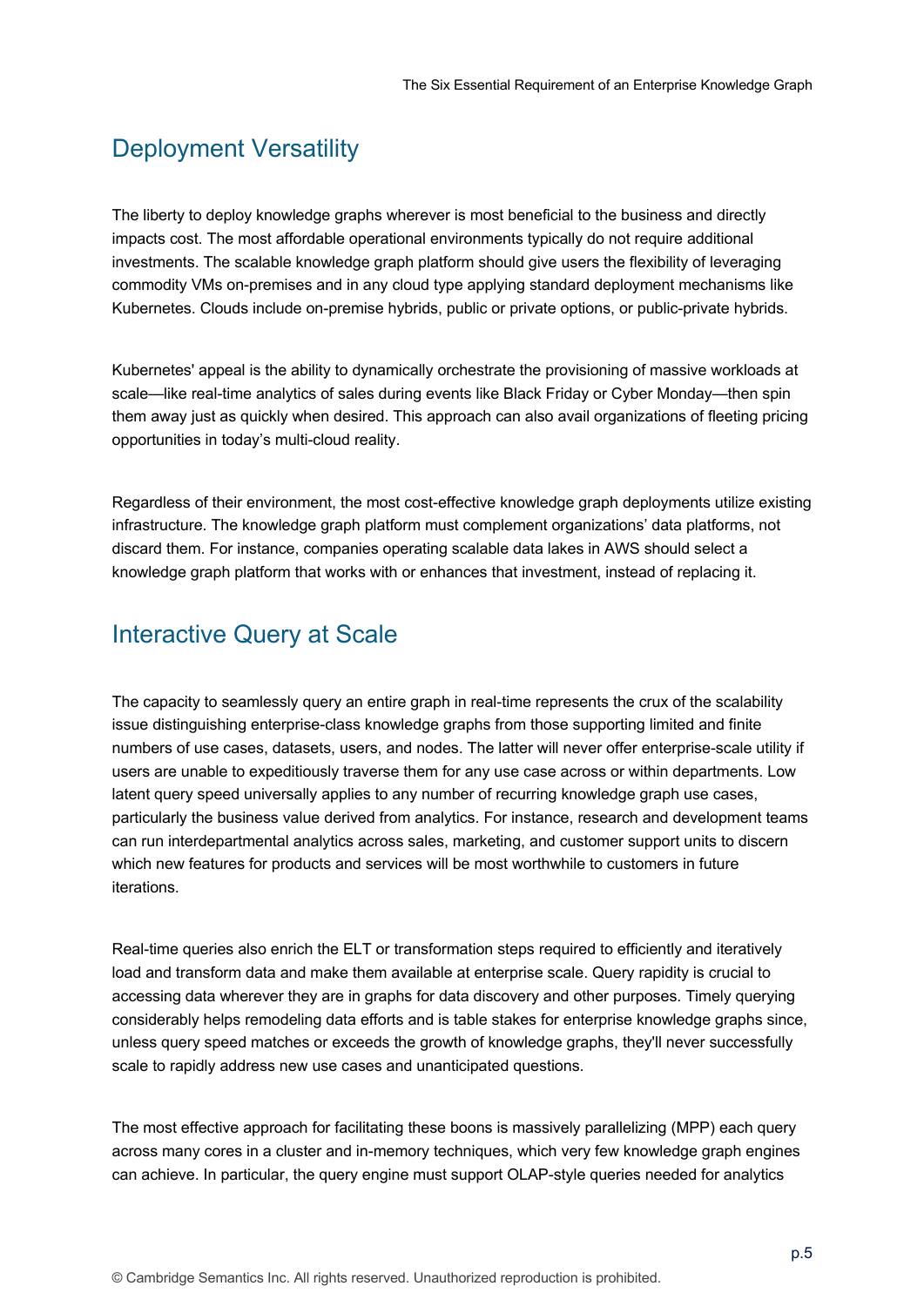## Deployment Versatility

The liberty to deploy knowledge graphs wherever is most beneficial to the business and directly impacts cost. The most affordable operational environments typically do not require additional investments. The scalable knowledge graph platform should give users the flexibility of leveraging commodity VMs on-premises and in any cloud type applying standard deployment mechanisms like Kubernetes. Clouds include on-premise hybrids, public or private options, or public-private hybrids.

Kubernetes' appeal is the ability to dynamically orchestrate the provisioning of massive workloads at scale—like real-time analytics of sales during events like Black Friday or Cyber Monday—then spin them away just as quickly when desired. This approach can also avail organizations of fleeting pricing opportunities in today's multi-cloud reality.

Regardless of their environment, the most cost-effective knowledge graph deployments utilize existing infrastructure. The knowledge graph platform must complement organizations' data platforms, not discard them. For instance, companies operating scalable data lakes in AWS should select a knowledge graph platform that works with or enhances that investment, instead of replacing it.

## Interactive Query at Scale

The capacity to seamlessly query an entire graph in real-time represents the crux of the scalability issue distinguishing enterprise-class knowledge graphs from those supporting limited and finite numbers of use cases, datasets, users, and nodes. The latter will never offer enterprise-scale utility if users are unable to expeditiously traverse them for any use case across or within departments. Low latent query speed universally applies to any number of recurring knowledge graph use cases, particularly the business value derived from analytics. For instance, research and development teams can run interdepartmental analytics across sales, marketing, and customer support units to discern which new features for products and services will be most worthwhile to customers in future iterations.

Real-time queries also enrich the ELT or transformation steps required to efficiently and iteratively load and transform data and make them available at enterprise scale. Query rapidity is crucial to accessing data wherever they are in graphs for data discovery and other purposes. Timely querying considerably helps remodeling data efforts and is table stakes for enterprise knowledge graphs since, unless query speed matches or exceeds the growth of knowledge graphs, they'll never successfully scale to rapidly address new use cases and unanticipated questions.

The most effective approach for facilitating these boons is massively parallelizing (MPP) each query across many cores in a cluster and in-memory techniques, which very few knowledge graph engines can achieve. In particular, the query engine must support OLAP-style queries needed for analytics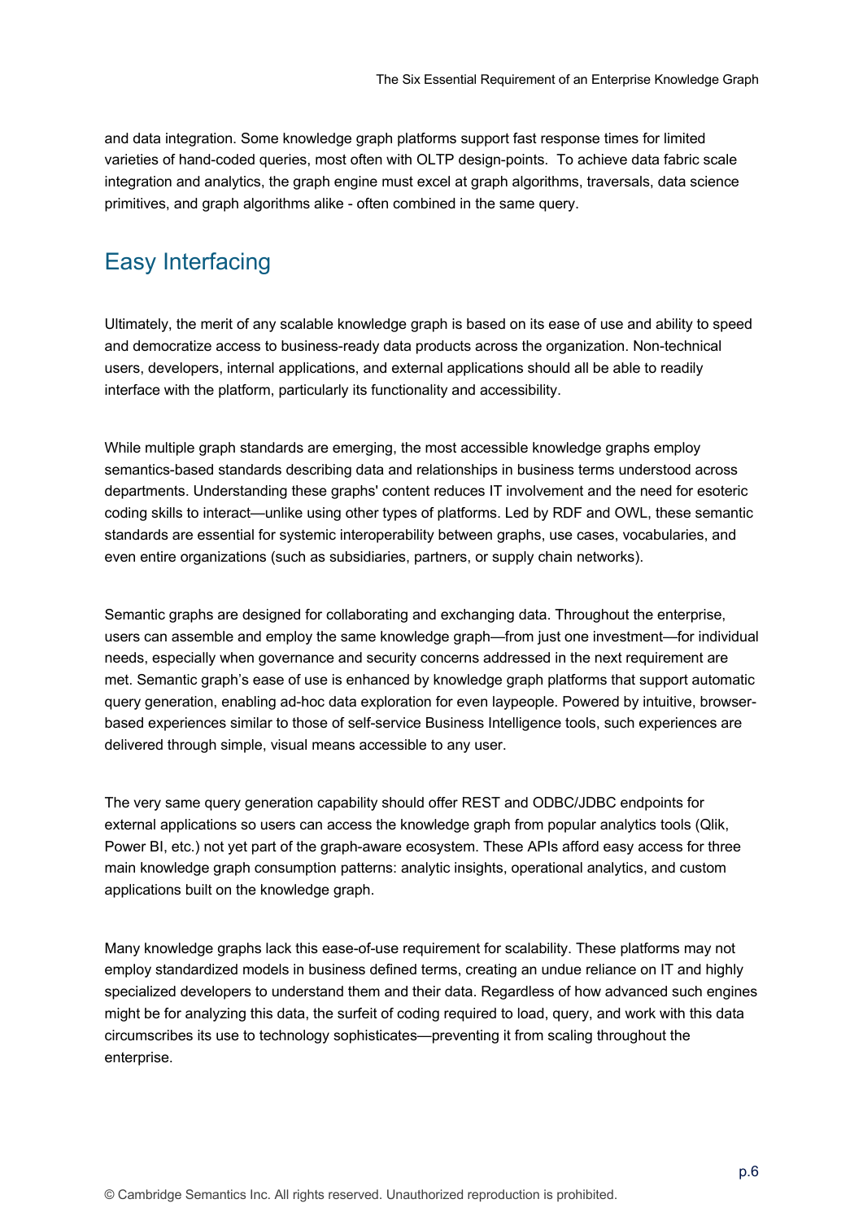and data integration. Some knowledge graph platforms support fast response times for limited varieties of hand-coded queries, most often with OLTP design-points.  To achieve data fabric scale integration and analytics, the graph engine must excel at graph algorithms, traversals, data science primitives, and graph algorithms alike - often combined in the same query.

## Easy Interfacing

Ultimately, the merit of any scalable knowledge graph is based on its ease of use and ability to speed and democratize access to business-ready data products across the organization. Non-technical users, developers, internal applications, and external applications should all be able to readily interface with the platform, particularly its functionality and accessibility.

While multiple graph standards are emerging, the most accessible knowledge graphs employ semantics-based standards describing data and relationships in business terms understood across departments. Understanding these graphs' content reduces IT involvement and the need for esoteric coding skills to interact—unlike using other types of platforms. Led by RDF and OWL, these semantic standards are essential for systemic interoperability between graphs, use cases, vocabularies, and even entire organizations (such as subsidiaries, partners, or supply chain networks).

Semantic graphs are designed for collaborating and exchanging data. Throughout the enterprise, users can assemble and employ the same knowledge graph—from just one investment—for individual needs, especially when governance and security concerns addressed in the next requirement are met. Semantic graph's ease of use is enhanced by knowledge graph platforms that support automatic query generation, enabling ad-hoc data exploration for even laypeople. Powered by intuitive, browser-based experiences similar to those of self-service Business Intelligence tools, such experiences are delivered through simple, visual means accessible to any user.

The very same query generation capability should offer REST and ODBC/JDBC endpoints for external applications so users can access the knowledge graph from popular analytics tools (Qlik, Power BI, etc.) not yet part of the graph-aware ecosystem. These APIs afford easy access for three main knowledge graph consumption patterns: analytic insights, operational analytics, and custom applications built on the knowledge graph.

Many knowledge graphs lack this ease-of-use requirement for scalability. These platforms may not employ standardized models in business defined terms, creating an undue reliance on IT and highly specialized developers to understand them and their data. Regardless of how advanced such engines might be for analyzing this data, the surfeit of coding required to load, query, and work with this data circumscribes its use to technology sophisticates—preventing it from scaling throughout the enterprise.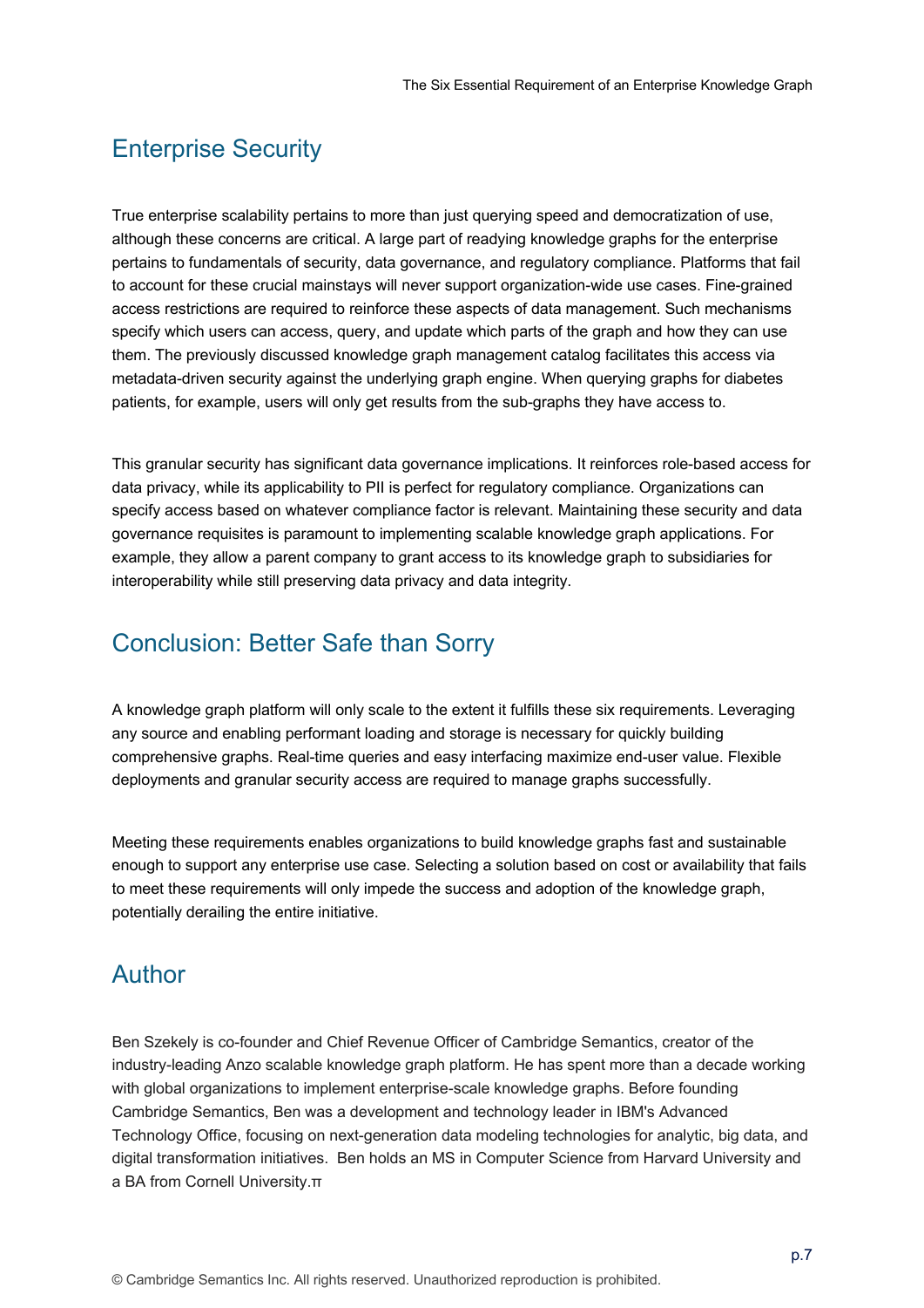## Enterprise Security

True enterprise scalability pertains to more than just querying speed and democratization of use, although these concerns are critical. A large part of readying knowledge graphs for the enterprise pertains to fundamentals of security, data governance, and regulatory compliance. Platforms that fail to account for these crucial mainstays will never support organization-wide use cases. Fine-grained access restrictions are required to reinforce these aspects of data management. Such mechanisms specify which users can access, query, and update which parts of the graph and how they can use them. The previously discussed knowledge graph management catalog facilitates this access via metadata-driven security against the underlying graph engine. When querying graphs for diabetes patients, for example, users will only get results from the sub-graphs they have access to.

This granular security has significant data governance implications. It reinforces role-based access for data privacy, while its applicability to PII is perfect for regulatory compliance. Organizations can specify access based on whatever compliance factor is relevant. Maintaining these security and data governance requisites is paramount to implementing scalable knowledge graph applications. For example, they allow a parent company to grant access to its knowledge graph to subsidiaries for interoperability while still preserving data privacy and data integrity.

## Conclusion: Better Safe than Sorry

A knowledge graph platform will only scale to the extent it fulfills these six requirements. Leveraging any source and enabling performant loading and storage is necessary for quickly building comprehensive graphs. Real-time queries and easy interfacing maximize end-user value. Flexible deployments and granular security access are required to manage graphs successfully.

Meeting these requirements enables organizations to build knowledge graphs fast and sustainable enough to support any enterprise use case. Selecting a solution based on cost or availability that fails to meet these requirements will only impede the success and adoption of the knowledge graph, potentially derailing the entire initiative.

## Author

Ben Szekely is co-founder and Chief Revenue Officer of Cambridge Semantics, creator of the industry-leading Anzo scalable knowledge graph platform. He has spent more than a decade working with global organizations to implement enterprise-scale knowledge graphs. Before founding Cambridge Semantics, Ben was a development and technology leader in IBM's Advanced Technology Office, focusing on next-generation data modeling technologies for analytic, big data, and digital transformation initiatives. Ben holds an MS in Computer Science from Harvard University and a BA from Cornell University.π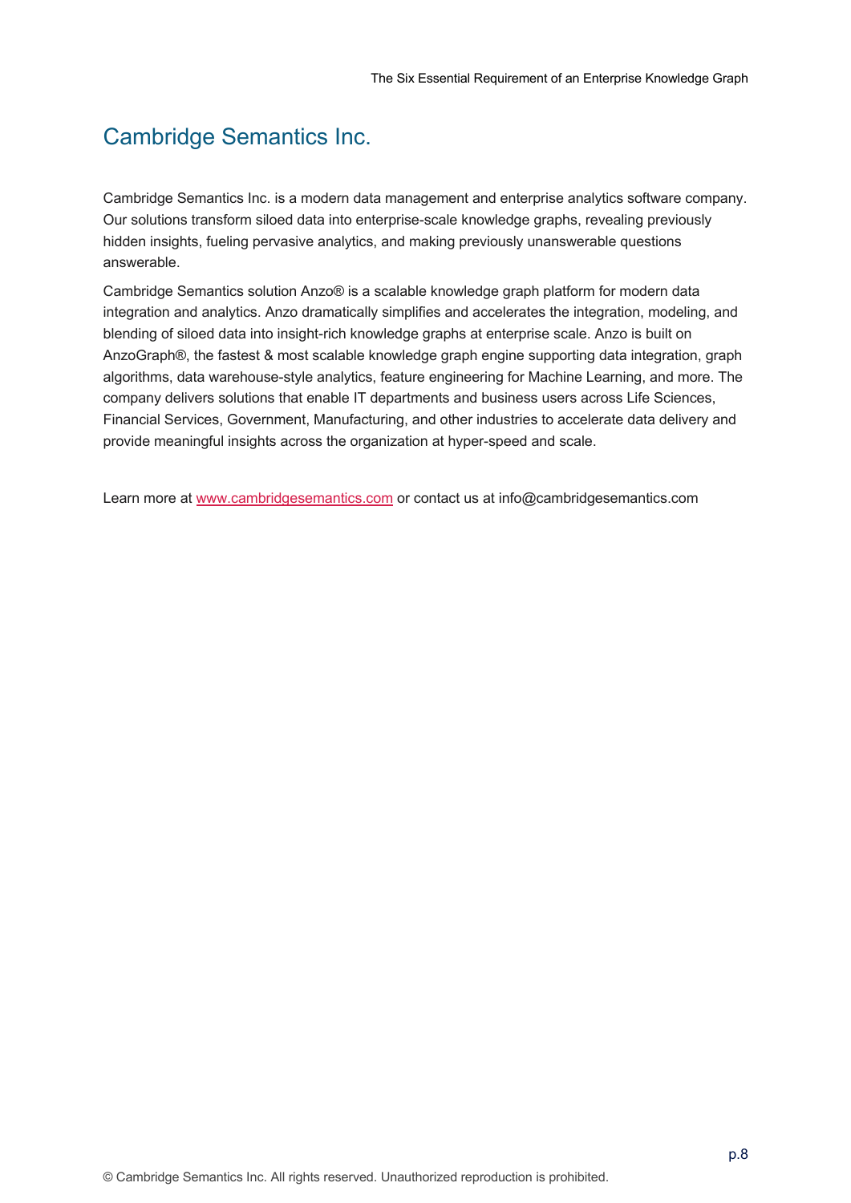## Cambridge Semantics Inc.

Cambridge Semantics Inc. is a modern data management and enterprise analytics software company. Our solutions transform siloed data into enterprise-scale knowledge graphs, revealing previously hidden insights, fueling pervasive analytics, and making previously unanswerable questions answerable.

Cambridge Semantics solution Anzo® is a scalable knowledge graph platform for modern data integration and analytics. Anzo dramatically simplifies and accelerates the integration, modeling, and blending of siloed data into insight-rich knowledge graphs at enterprise scale. Anzo is built on AnzoGraph®, the fastest & most scalable knowledge graph engine supporting data integration, graph algorithms, data warehouse-style analytics, feature engineering for Machine Learning, and more. The company delivers solutions that enable IT departments and business users across Life Sciences, Financial Services, Government, Manufacturing, and other industries to accelerate data delivery and provide meaningful insights across the organization at hyper-speed and scale.

Learn more at [www.cambridgesemantics.com](http://www.cambridgesemantics.com) or contact us at info@cambridgesemantics.com

© Cambridge Semantics Inc. All rights reserved. Unauthorized reproduction is prohibited.